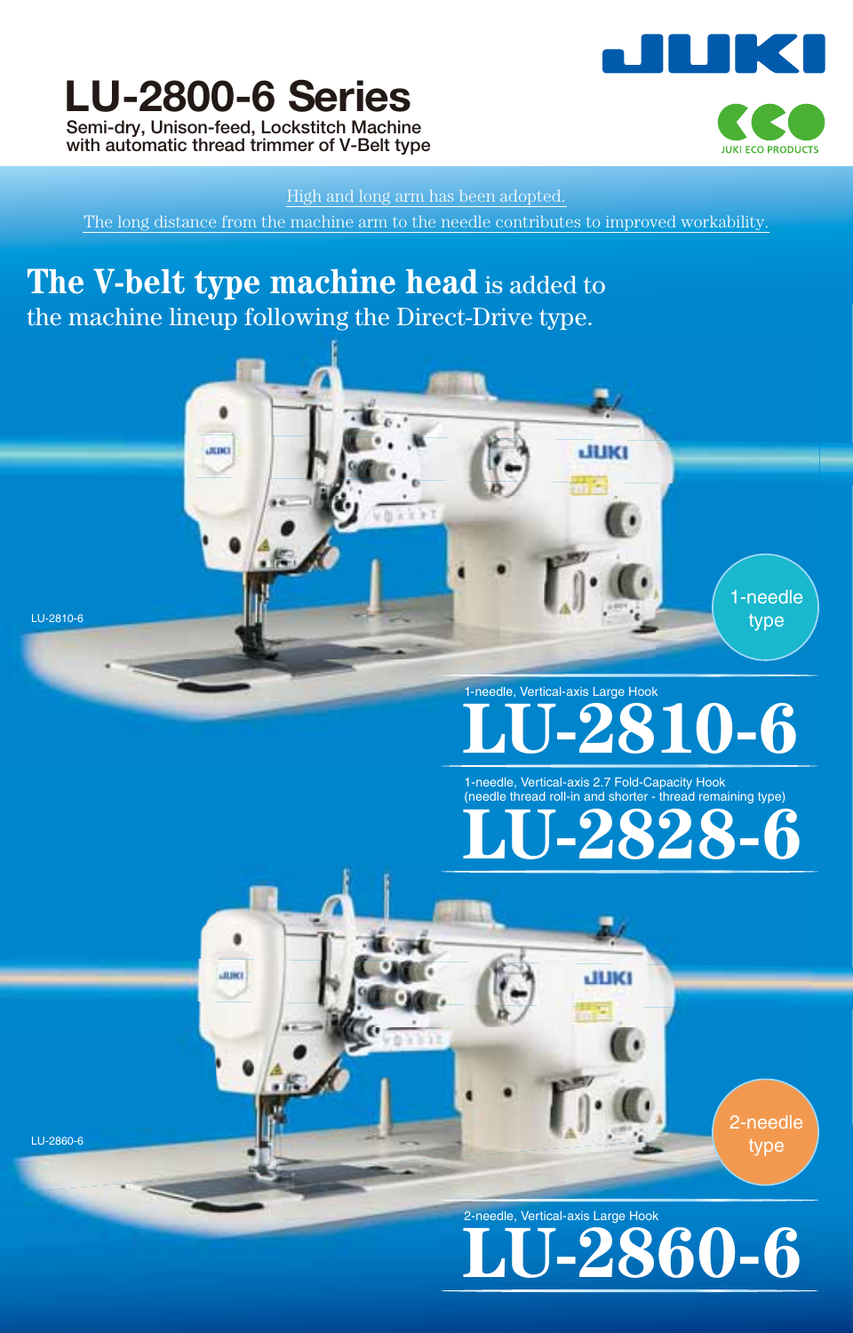# LU-2800-6 Series

Semi-dry, Unison-feed, Lockstitch Machine
with automatic thread trimmer of V-Belt type

JUKI

JUKI ECO PRODUCTS

High and long arm has been adopted.
The long distance from the machine arm to the needle contributes to improved workability.

## **The V-belt type machine head** is added to the machine lineup following the Direct-Drive type.

LU-2810-6

1-needle type

1-needle, Vertical-axis Large Hook

# LU-2810-6

1-needle, Vertical-axis 2.7 Fold-Capacity Hook
(needle thread roll-in and shorter - thread remaining type)

# LU-2828-6

LU-2860-6

2-needle type

2-needle, Vertical-axis Large Hook

# LU-2860-6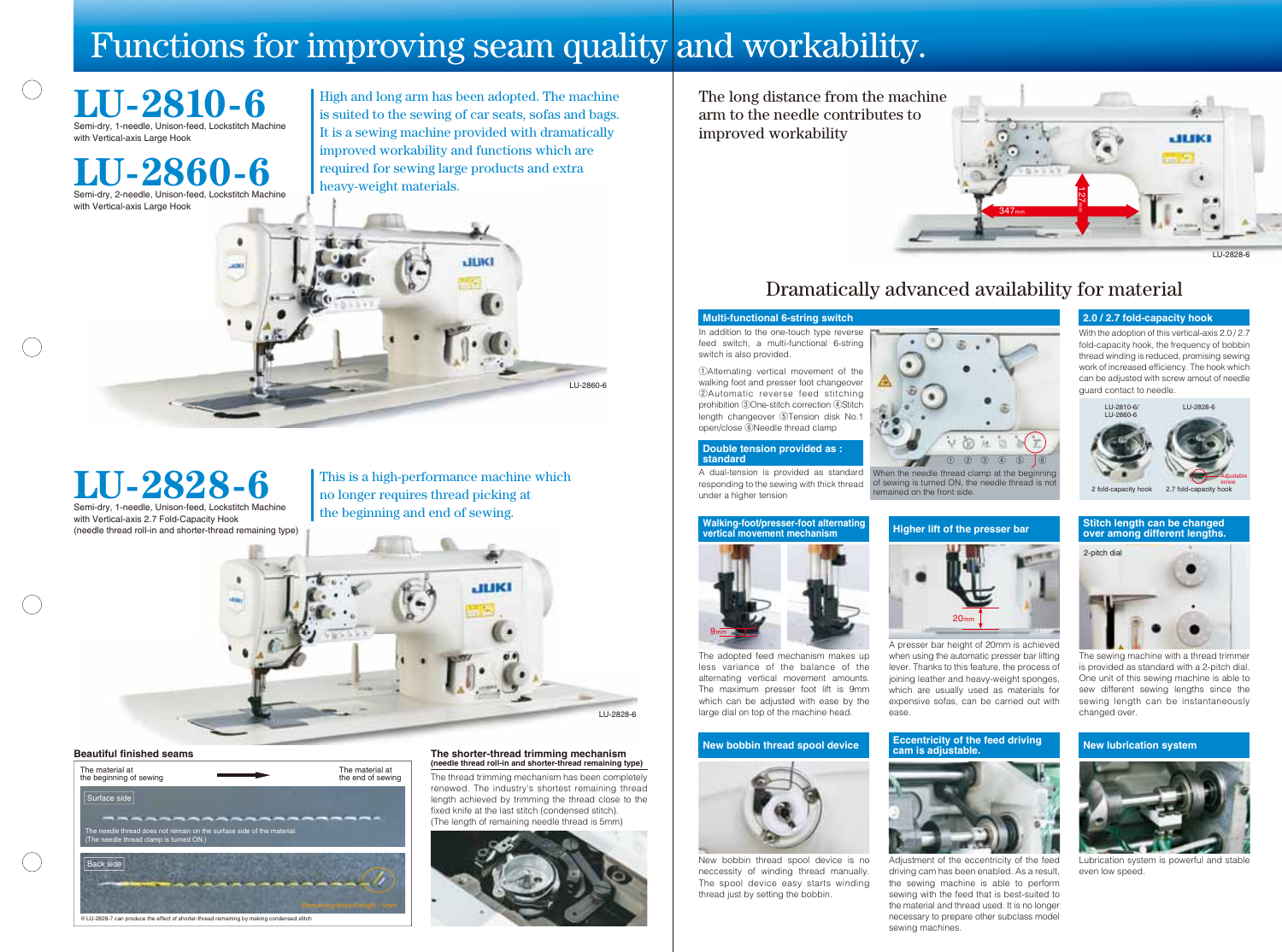# Functions for improving seam quality and workability.

## LU-2810-6

Semi-dry, 1-needle, Unison-feed, Lockstitch Machine with Vertical-axis Large Hook

## LU-2860-6

Semi-dry, 2-needle, Unison-feed, Lockstitch Machine with Vertical-axis Large Hook

High and long arm has been adopted. The machine is suited to the sewing of car seats, sofas and bags. It is a sewing machine provided with dramatically improved workability and functions which are required for sewing large products and extra heavy-weight materials.

LU-2860-6

## LU-2828-6

Semi-dry, 1-needle, Unison-feed, Lockstitch Machine with Vertical-axis 2.7 Fold-Capacity Hook (needle thread roll-in and shorter-thread remaining type)

This is a high-performance machine which no longer requires thread picking at the beginning and end of sewing.

LU-2828-6

### Beautiful finished seams

The material at the beginning of sewing → The material at the end of sewing

Surface side

The needle thread does not remain on the surface side of the material. (The needle thread clamp is turned ON.)

Back side

Remaining thread length : 5mm

※LU-2828-7 can produce the effect of shorter-thread remaining by making condensed stitch

### The shorter-thread trimming mechanism (needle thread roll-in and shorter-thread remaining type)

The thread trimming mechanism has been completely renewed. The industry's shortest remaining thread length achieved by trimming the thread close to the fixed knife at the last stitch (condensed stitch). (The length of remaining needle thread is 5mm)

The long distance from the machine arm to the needle contributes to improved workability

347mm

127mm

LU-2828-6

## Dramatically advanced availability for material

### Multi-functional 6-string switch

In addition to the one-touch type reverse feed switch, a multi-functional 6-string switch is also provided.

①Alternating vertical movement of the walking foot and presser foot changeover ②Automatic reverse feed stitching prohibition ③One-stitch correction ④Stitch length changeover ⑤Tension disk No.1 open/close ⑥Needle thread clamp

① ② ③ ④ ⑤ ⑥

When the needle thread clamp at the beginning of sewing is turned ON, the needle thread is not remained on the front side.

### Double tension provided as : standard

A dual-tension is provided as standard responding to the sewing with thick thread under a higher tension

### 2.0 / 2.7 fold-capacity hook

With the adoption of this vertical-axis 2.0 / 2.7 fold-capacity hook, the frequency of bobbin thread winding is reduced, promising sewing work of increased efficiency. The hook which can be adjusted with screw amout of needle guard contact to needle.

LU-2810-6/ LU-2860-6: 2 fold-capacity hook

LU-2828-6: 2.7 fold-capacity hook

Adjustable screw

### Walking-foot/presser-foot alternating vertical movement mechanism

9mm

The adopted feed mechanism makes up less variance of the balance of the alternating vertical movement amounts. The maximum presser foot lift is 9mm which can be adjusted with ease by the large dial on top of the machine head.

### Higher lift of the presser bar

20mm

A presser bar height of 20mm is achieved when using the automatic presser bar lifting lever. Thanks to this feature, the process of joining leather and heavy-weight sponges, which are usually used as materials for expensive sofas, can be carried out with ease.

### Stitch length can be changed over among different lengths.

2-pitch dial

The sewing machine with a thread trimmer is provided as standard with a 2-pitch dial. One unit of this sewing machine is able to sew different sewing lengths since the sewing length can be instantaneously changed over.

### New bobbin thread spool device

New bobbin thread spool device is no neccessity of winding thread manually. The spool device easy starts winding thread just by setting the bobbin.

### Eccentricity of the feed driving cam is adjustable.

Adjustment of the eccentricity of the feed driving cam has been enabled. As a result, the sewing machine is able to perform sewing with the feed that is best-suited to the material and thread used. It is no longer necessary to prepare other subclass model sewing machines.

### New lubrication system

Lubrication system is powerful and stable even low speed.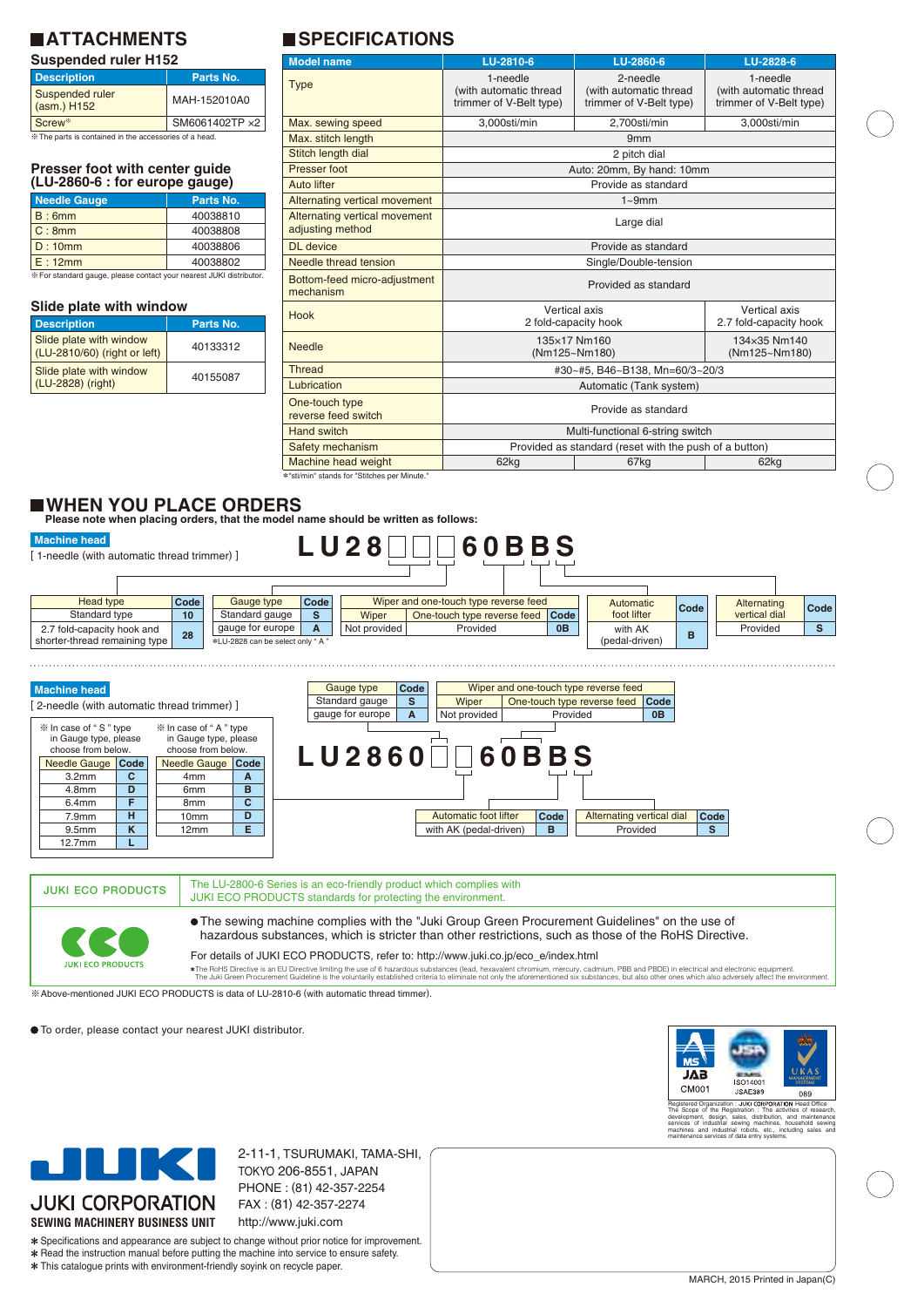## ATTACHMENTS

### Suspended ruler H152

| Description | Parts No. |
|---|---|
| Suspended ruler (asm.) H152 | MAH-152010A0 |
| Screw※ | SM6061402TP ×2 |

※The parts is contained in the accessories of a head.

### Presser foot with center guide (LU-2860-6 : for europe gauge)

| Needle Gauge | Parts No. |
|---|---|
| B : 6mm | 40038810 |
| C : 8mm | 40038808 |
| D : 10mm | 40038806 |
| E : 12mm | 40038802 |

※For standard gauge, please contact your nearest JUKI distributor.

### Slide plate with window

| Description | Parts No. |
|---|---|
| Slide plate with window (LU-2810/60) (right or left) | 40133312 |
| Slide plate with window (LU-2828) (right) | 40155087 |

## SPECIFICATIONS

| Model name | LU-2810-6 | LU-2860-6 | LU-2828-6 |
|---|---|---|---|
| Type | 1-needle (with automatic thread trimmer of V-Belt type) | 2-needle (with automatic thread trimmer of V-Belt type) | 1-needle (with automatic thread trimmer of V-Belt type) |
| Max. sewing speed | 3,000sti/min | 2,700sti/min | 3,000sti/min |
| Max. stitch length | 9mm | | |
| Stitch length dial | 2 pitch dial | | |
| Presser foot | Auto: 20mm, By hand: 10mm | | |
| Auto lifter | Provide as standard | | |
| Alternating vertical movement | 1~9mm | | |
| Alternating vertical movement adjusting method | Large dial | | |
| DL device | Provide as standard | | |
| Needle thread tension | Single/Double-tension | | |
| Bottom-feed micro-adjustment mechanism | Provided as standard | | |
| Hook | Vertical axis 2 fold-capacity hook | | Vertical axis 2.7 fold-capacity hook |
| Needle | 135×17 Nm160 (Nm125~Nm180) | | 134×35 Nm140 (Nm125~Nm180) |
| Thread | #30~#5, B46~B138, Mn=60/3~20/3 | | |
| Lubrication | Automatic (Tank system) | | |
| One-touch type reverse feed switch | Provide as standard | | |
| Hand switch | Multi-functional 6-string switch | | |
| Safety mechanism | Provided as standard (reset with the push of a button) | | |
| Machine head weight | 62kg | 67kg | 62kg |

※"sti/min" stands for "Stitches per Minute."

## WHEN YOU PLACE ORDERS

**Please note when placing orders, that the model name should be written as follows:**

**Machine head**

[ 1-needle (with automatic thread trimmer) ]

**LU28□□□60BBS**

| Head type | Code |
|---|---|
| Standard type | 10 |
| 2.7 fold-capacity hook and shorter-thread remaining type | 28 |

| Gauge type | Code |
|---|---|
| Standard gauge | S |
| gauge for europe | A |

※LU-2828 can be select only " A "

| Wiper | One-touch type reverse feed | Code |
|---|---|---|
| Not provided | Provided | 0B |

| Automatic foot lifter | Code |
|---|---|
| with AK (pedal-driven) | B |

| Alternating vertical dial | Code |
|---|---|
| Provided | S |

**Machine head**

[ 2-needle (with automatic thread trimmer) ]

**LU2860□□60BBS**

| Gauge type | Code |
|---|---|
| Standard gauge | S |
| gauge for europe | A |

| Wiper | One-touch type reverse feed | Code |
|---|---|---|
| Not provided | Provided | 0B |

※ In case of " S " type in Gauge type, please choose from below.

| Needle Gauge | Code |
|---|---|
| 3.2mm | C |
| 4.8mm | D |
| 6.4mm | F |
| 7.9mm | H |
| 9.5mm | K |
| 12.7mm | L |

※ In case of " A " type in Gauge type, please choose from below.

| Needle Gauge | Code |
|---|---|
| 4mm | A |
| 6mm | B |
| 8mm | C |
| 10mm | D |
| 12mm | E |

| Automatic foot lifter | Code |
|---|---|
| with AK (pedal-driven) | B |

| Alternating vertical dial | Code |
|---|---|
| Provided | S |

**JUKI ECO PRODUCTS**

The LU-2800-6 Series is an eco-friendly product which complies with JUKI ECO PRODUCTS standards for protecting the environment.

JUKI ECO PRODUCTS

- The sewing machine complies with the "Juki Group Green Procurement Guidelines" on the use of hazardous substances, which is stricter than other restrictions, such as those of the RoHS Directive.

For details of JUKI ECO PRODUCTS, refer to: http://www.juki.co.jp/eco_e/index.html

*The RoHS Directive is an EU Directive limiting the use of 6 hazardous substances (lead, hexavalent chromium, mercury, cadmium, PBB and PBDE) in electrical and electronic equipment. The Juki Green Procurement Guideline is the voluntarily established criteria to eliminate not only the aforementioned six substances, but also other ones which also adversely affect the environment.

※Above-mentioned JUKI ECO PRODUCTS is data of LU-2810-6 (with automatic thread timmer).

- To order, please contact your nearest JUKI distributor.

CM001 ISO14001 JSAE389 089

Registered Organization : JUKI CORPORATION Head Office
The Scope of the Registration : The activities of research, development, design, sales, distribution, and maintenance services of industrial sewing machines, household sewing machines and industrial robots, etc., including sales and maintenance services of data entry systems.

**JUKI CORPORATION**
**SEWING MACHINERY BUSINESS UNIT**

2-11-1, TSURUMAKI, TAMA-SHI,
TOKYO 206-8551, JAPAN
PHONE : (81) 42-357-2254
FAX : (81) 42-357-2274
http://www.juki.com

* Specifications and appearance are subject to change without prior notice for improvement.
* Read the instruction manual before putting the machine into service to ensure safety.
* This catalogue prints with environment-friendly soyink on recycle paper.

MARCH, 2015 Printed in Japan(C)